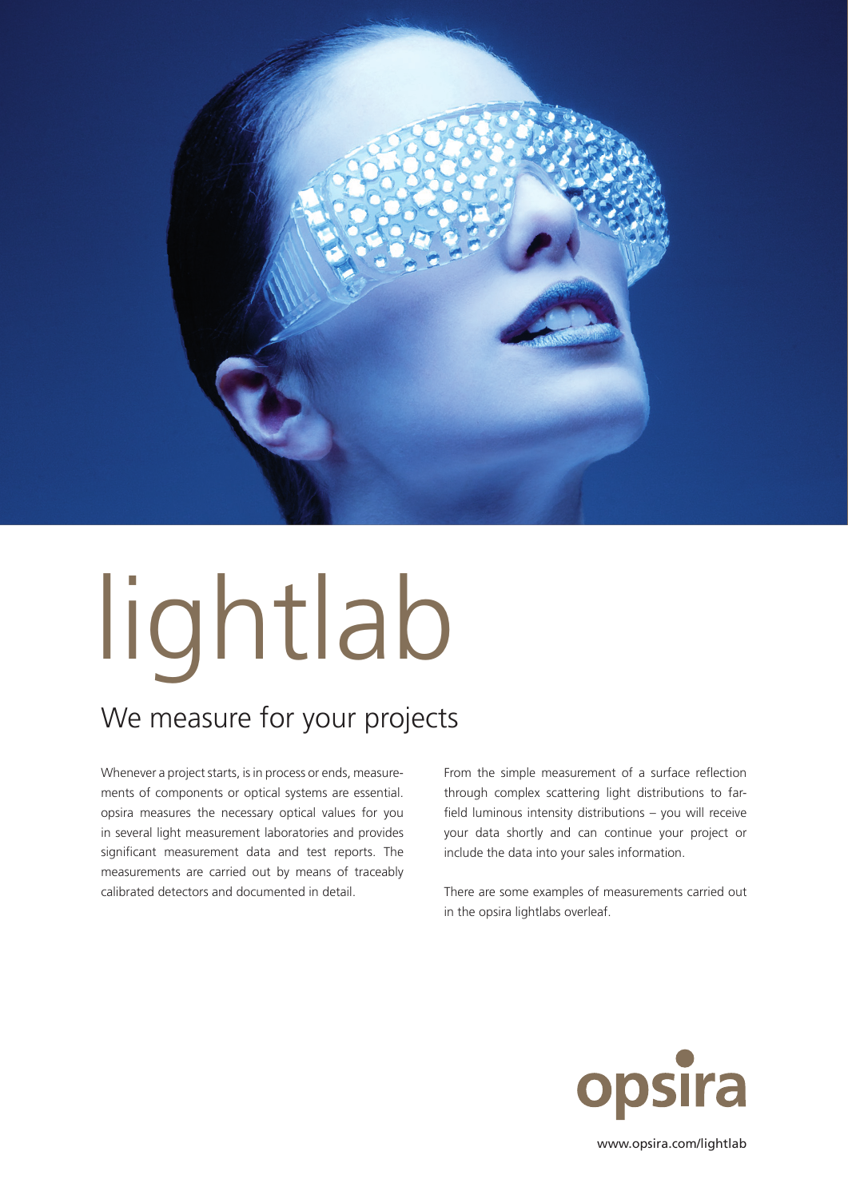# lightlab

## We measure for your projects

Whenever a project starts, is in process or ends, measurements of components or optical systems are essential. opsira measures the necessary optical values for you in several light measurement laboratories and provides significant measurement data and test reports. The measurements are carried out by means of traceably calibrated detectors and documented in detail.

From the simple measurement of a surface reflection through complex scattering light distributions to far-field luminous intensity distributions – you will receive your data shortly and can continue your project or include the data into your sales information.

There are some examples of measurements carried out in the opsira lightlabs overleaf.

opsira

www.opsira.com/lightlab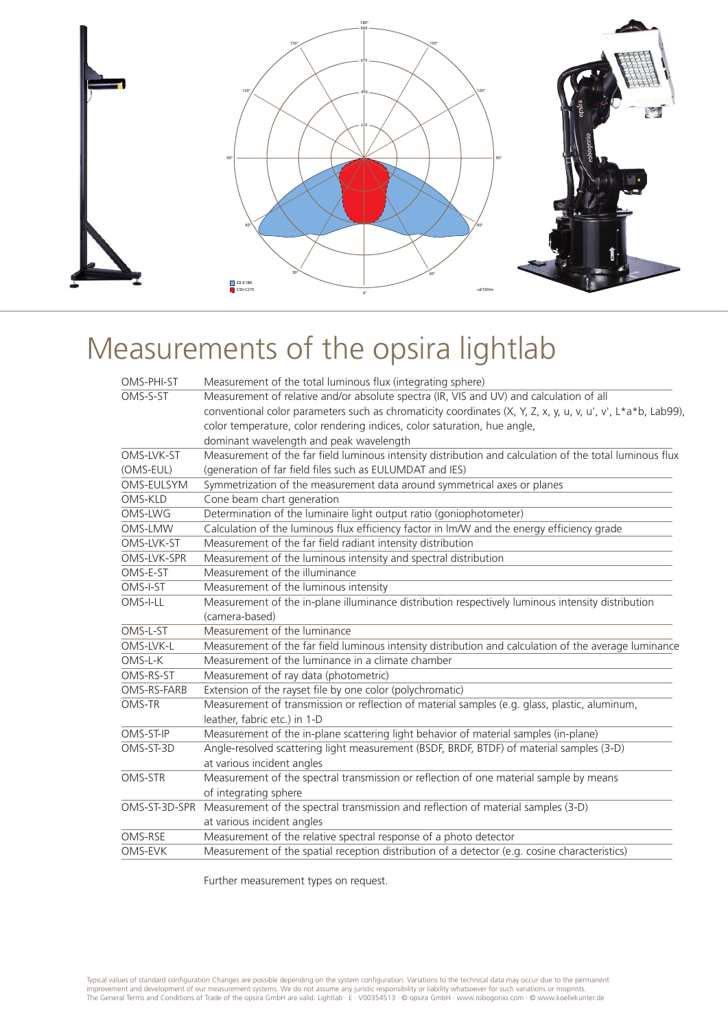180°
900
150°
150°
675
120°
450
120°
225
90°
90°
60°
60°
30°
30°
0°
C0-C180
C90-C270
cd/100lm

# Measurements of the opsira lightlab

| | |
|---|---|
| OMS-PHI-ST | Measurement of the total luminous flux (integrating sphere) |
| OMS-S-ST | Measurement of relative and/or absolute spectra (IR, VIS and UV) and calculation of all conventional color parameters such as chromaticity coordinates (X, Y, Z, x, y, u, v, u', v', L*a*b, Lab99), color temperature, color rendering indices, color saturation, hue angle, dominant wavelength and peak wavelength |
| OMS-LVK-ST (OMS-EUL) | Measurement of the far field luminous intensity distribution and calculation of the total luminous flux (generation of far field files such as EULUMDAT and IES) |
| OMS-EULSYM | Symmetrization of the measurement data around symmetrical axes or planes |
| OMS-KLD | Cone beam chart generation |
| OMS-LWG | Determination of the luminaire light output ratio (goniophotometer) |
| OMS-LMW | Calculation of the luminous flux efficiency factor in lm/W and the energy efficiency grade |
| OMS-LVK-ST | Measurement of the far field radiant intensity distribution |
| OMS-LVK-SPR | Measurement of the luminous intensity and spectral distribution |
| OMS-E-ST | Measurement of the illuminance |
| OMS-I-ST | Measurement of the luminous intensity |
| OMS-I-LL | Measurement of the in-plane illuminance distribution respectively luminous intensity distribution (camera-based) |
| OMS-L-ST | Measurement of the luminance |
| OMS-LVK-L | Measurement of the far field luminous intensity distribution and calculation of the average luminance |
| OMS-L-K | Measurement of the luminance in a climate chamber |
| OMS-RS-ST | Measurement of ray data (photometric) |
| OMS-RS-FARB | Extension of the rayset file by one color (polychromatic) |
| OMS-TR | Measurement of transmission or reflection of material samples (e.g. glass, plastic, aluminum, leather, fabric etc.) in 1-D |
| OMS-ST-IP | Measurement of the in-plane scattering light behavior of material samples (in-plane) |
| OMS-ST-3D | Angle-resolved scattering light measurement (BSDF, BRDF, BTDF) of material samples (3-D) at various incident angles |
| OMS-STR | Measurement of the spectral transmission or reflection of one material sample by means of integrating sphere |
| OMS-ST-3D-SPR | Measurement of the spectral transmission and reflection of material samples (3-D) at various incident angles |
| OMS-RSE | Measurement of the relative spectral response of a photo detector |
| OMS-EVK | Measurement of the spatial reception distribution of a detector (e.g. cosine characteristics) |

Further measurement types on request.

Typical values of standard configuration Changes are possible depending on the system configuration. Variations to the technical data may occur due to the permanent improvement and development of our measurement systems. We do not assume any juristic responsibility or liability whatsoever for such variations or misprints. The General Terms and Conditions of Trade of the opsira GmbH are valid. Lightlab · E · V00354513 · © opsira GmbH · www.robogonio.com · © www.koellekunter.de